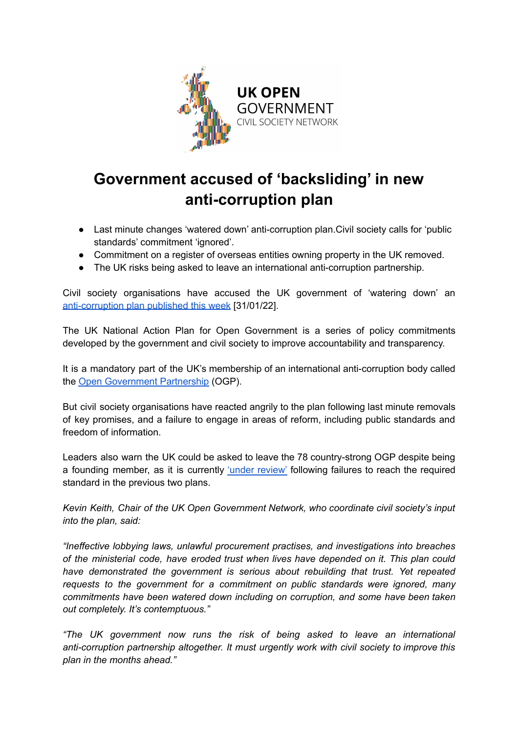UK OPEN GOVERNMENT
CIVIL SOCIETY NETWORK

# Government accused of 'backsliding' in new anti-corruption plan

- Last minute changes 'watered down' anti-corruption plan.Civil society calls for 'public standards' commitment 'ignored'.
- Commitment on a register of overseas entities owning property in the UK removed.
- The UK risks being asked to leave an international anti-corruption partnership.

Civil society organisations have accused the UK government of 'watering down' an anti-corruption plan published this week [31/01/22].

The UK National Action Plan for Open Government is a series of policy commitments developed by the government and civil society to improve accountability and transparency.

It is a mandatory part of the UK's membership of an international anti-corruption body called the Open Government Partnership (OGP).

But civil society organisations have reacted angrily to the plan following last minute removals of key promises, and a failure to engage in areas of reform, including public standards and freedom of information.

Leaders also warn the UK could be asked to leave the 78 country-strong OGP despite being a founding member, as it is currently 'under review' following failures to reach the required standard in the previous two plans.

*Kevin Keith, Chair of the UK Open Government Network, who coordinate civil society's input into the plan, said:*

*"Ineffective lobbying laws, unlawful procurement practises, and investigations into breaches of the ministerial code, have eroded trust when lives have depended on it. This plan could have demonstrated the government is serious about rebuilding that trust. Yet repeated requests to the government for a commitment on public standards were ignored, many commitments have been watered down including on corruption, and some have been taken out completely. It's contemptuous."*

*"The UK government now runs the risk of being asked to leave an international anti-corruption partnership altogether. It must urgently work with civil society to improve this plan in the months ahead."*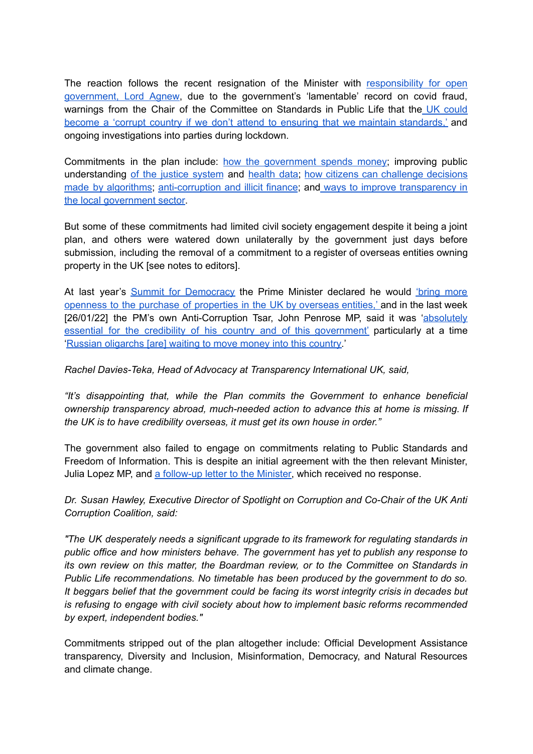The reaction follows the recent resignation of the Minister with responsibility for open government, Lord Agnew, due to the government's 'lamentable' record on covid fraud, warnings from the Chair of the Committee on Standards in Public Life that the UK could become a 'corrupt country if we don't attend to ensuring that we maintain standards,' and ongoing investigations into parties during lockdown.

Commitments in the plan include: how the government spends money; improving public understanding of the justice system and health data; how citizens can challenge decisions made by algorithms; anti-corruption and illicit finance; and ways to improve transparency in the local government sector.

But some of these commitments had limited civil society engagement despite it being a joint plan, and others were watered down unilaterally by the government just days before submission, including the removal of a commitment to a register of overseas entities owning property in the UK [see notes to editors].

At last year's Summit for Democracy the Prime Minister declared he would 'bring more openness to the purchase of properties in the UK by overseas entities,' and in the last week [26/01/22] the PM's own Anti-Corruption Tsar, John Penrose MP, said it was 'absolutely essential for the credibility of his country and of this government' particularly at a time 'Russian oligarchs [are] waiting to move money into this country.'

*Rachel Davies-Teka, Head of Advocacy at Transparency International UK, said,*

*"It's disappointing that, while the Plan commits the Government to enhance beneficial ownership transparency abroad, much-needed action to advance this at home is missing. If the UK is to have credibility overseas, it must get its own house in order."*

The government also failed to engage on commitments relating to Public Standards and Freedom of Information. This is despite an initial agreement with the then relevant Minister, Julia Lopez MP, and a follow-up letter to the Minister, which received no response.

*Dr. Susan Hawley, Executive Director of Spotlight on Corruption and Co-Chair of the UK Anti Corruption Coalition, said:*

*"The UK desperately needs a significant upgrade to its framework for regulating standards in public office and how ministers behave. The government has yet to publish any response to its own review on this matter, the Boardman review, or to the Committee on Standards in Public Life recommendations. No timetable has been produced by the government to do so. It beggars belief that the government could be facing its worst integrity crisis in decades but is refusing to engage with civil society about how to implement basic reforms recommended by expert, independent bodies."*

Commitments stripped out of the plan altogether include: Official Development Assistance transparency, Diversity and Inclusion, Misinformation, Democracy, and Natural Resources and climate change.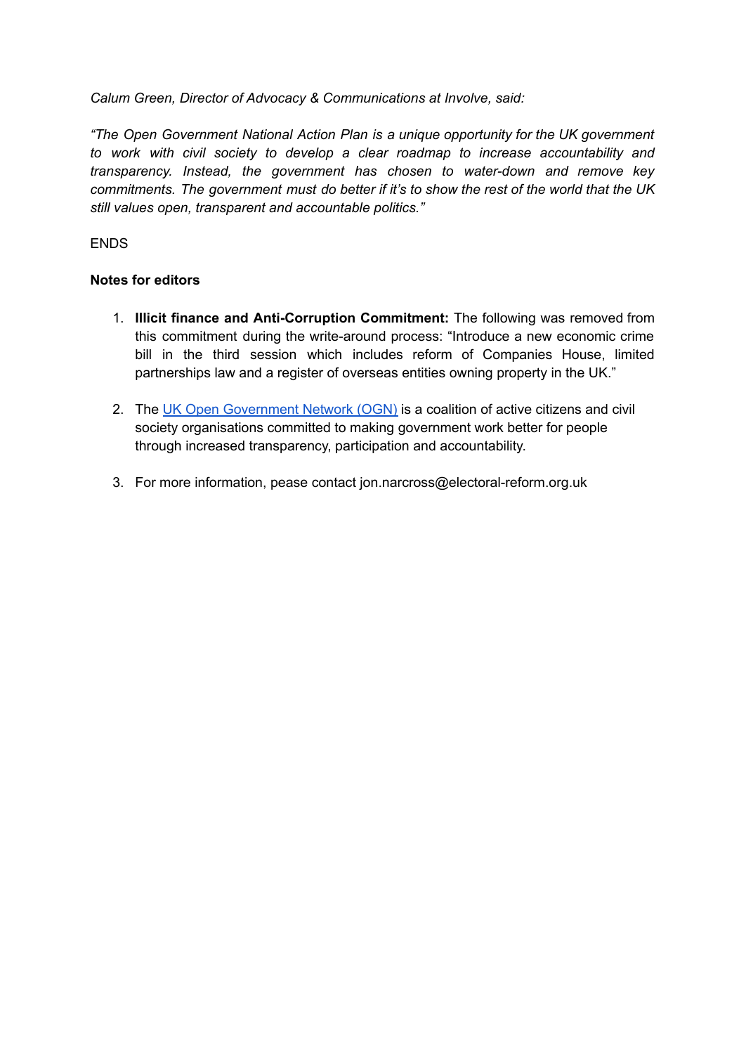*Calum Green, Director of Advocacy & Communications at Involve, said:*

*"The Open Government National Action Plan is a unique opportunity for the UK government to work with civil society to develop a clear roadmap to increase accountability and transparency. Instead, the government has chosen to water-down and remove key commitments. The government must do better if it's to show the rest of the world that the UK still values open, transparent and accountable politics."*

ENDS

**Notes for editors**

1. **Illicit finance and Anti-Corruption Commitment:** The following was removed from this commitment during the write-around process: "Introduce a new economic crime bill in the third session which includes reform of Companies House, limited partnerships law and a register of overseas entities owning property in the UK."

2. The UK Open Government Network (OGN) is a coalition of active citizens and civil society organisations committed to making government work better for people through increased transparency, participation and accountability.

3. For more information, pease contact jon.narcross@electoral-reform.org.uk